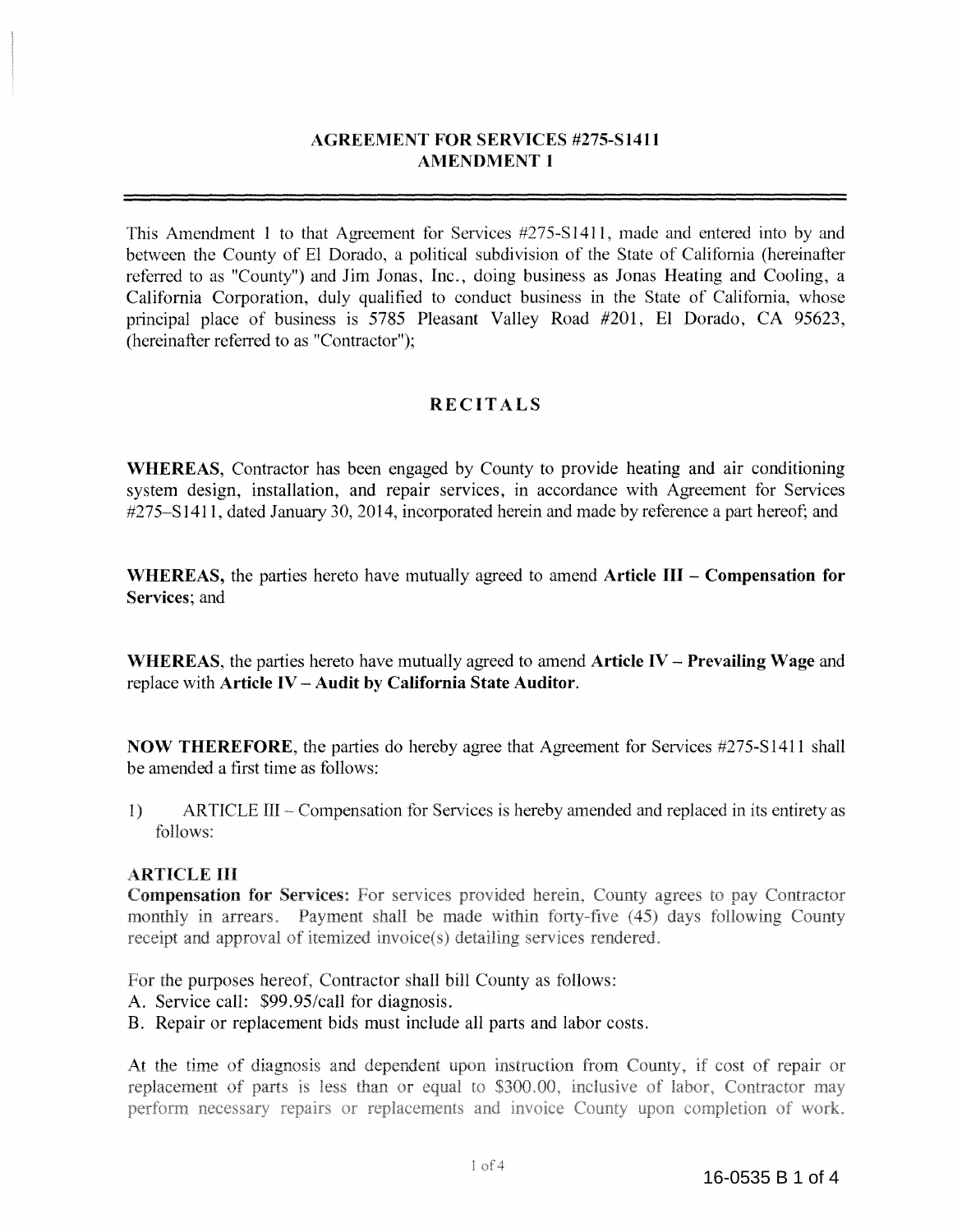# AGREEMENT FOR SERVICES #275-S1411
# AMENDMENT 1

This Amendment 1 to that Agreement for Services #275-S1411, made and entered into by and between the County of El Dorado, a political subdivision of the State of California (hereinafter referred to as "County") and Jim Jonas, Inc., doing business as Jonas Heating and Cooling, a California Corporation, duly qualified to conduct business in the State of California, whose principal place of business is 5785 Pleasant Valley Road #201, El Dorado, CA 95623, (hereinafter referred to as "Contractor");

## RECITALS

**WHEREAS**, Contractor has been engaged by County to provide heating and air conditioning system design, installation, and repair services, in accordance with Agreement for Services #275–S1411, dated January 30, 2014, incorporated herein and made by reference a part hereof; and

**WHEREAS,** the parties hereto have mutually agreed to amend **Article III – Compensation for Services**; and

**WHEREAS**, the parties hereto have mutually agreed to amend **Article IV – Prevailing Wage** and replace with **Article IV – Audit by California State Auditor**.

**NOW THEREFORE**, the parties do hereby agree that Agreement for Services #275-S1411 shall be amended a first time as follows:

1) ARTICLE III – Compensation for Services is hereby amended and replaced in its entirety as follows:

**ARTICLE III**
**Compensation for Services:** For services provided herein, County agrees to pay Contractor monthly in arrears. Payment shall be made within forty-five (45) days following County receipt and approval of itemized invoice(s) detailing services rendered.

For the purposes hereof, Contractor shall bill County as follows:
A. Service call: $99.95/call for diagnosis.
B. Repair or replacement bids must include all parts and labor costs.

At the time of diagnosis and dependent upon instruction from County, if cost of repair or replacement of parts is less than or equal to $300.00, inclusive of labor, Contractor may perform necessary repairs or replacements and invoice County upon completion of work.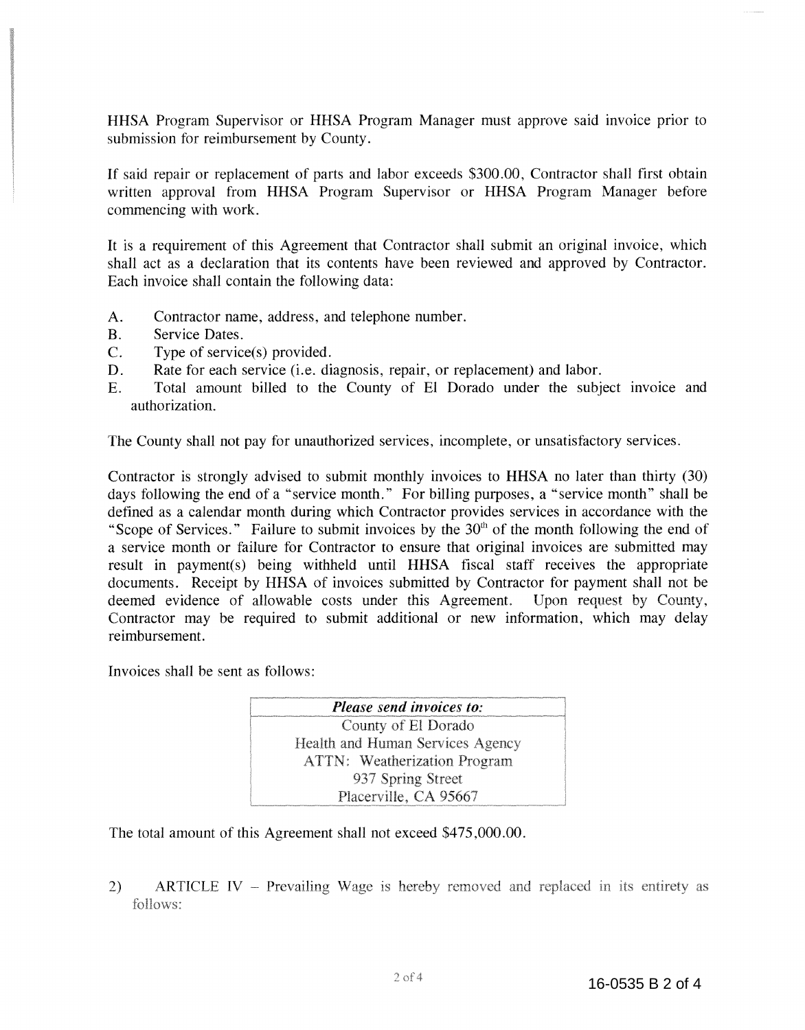HHSA Program Supervisor or HHSA Program Manager must approve said invoice prior to submission for reimbursement by County.

If said repair or replacement of parts and labor exceeds $300.00, Contractor shall first obtain written approval from HHSA Program Supervisor or HHSA Program Manager before commencing with work.

It is a requirement of this Agreement that Contractor shall submit an original invoice, which shall act as a declaration that its contents have been reviewed and approved by Contractor. Each invoice shall contain the following data:

A. Contractor name, address, and telephone number.
B. Service Dates.
C. Type of service(s) provided.
D. Rate for each service (i.e. diagnosis, repair, or replacement) and labor.
E. Total amount billed to the County of El Dorado under the subject invoice and authorization.

The County shall not pay for unauthorized services, incomplete, or unsatisfactory services.

Contractor is strongly advised to submit monthly invoices to HHSA no later than thirty (30) days following the end of a "service month." For billing purposes, a "service month" shall be defined as a calendar month during which Contractor provides services in accordance with the "Scope of Services." Failure to submit invoices by the 30th of the month following the end of a service month or failure for Contractor to ensure that original invoices are submitted may result in payment(s) being withheld until HHSA fiscal staff receives the appropriate documents. Receipt by HHSA of invoices submitted by Contractor for payment shall not be deemed evidence of allowable costs under this Agreement. Upon request by County, Contractor may be required to submit additional or new information, which may delay reimbursement.

Invoices shall be sent as follows:

| *Please send invoices to:* |
|---|
| County of El Dorado<br>Health and Human Services Agency<br>ATTN: Weatherization Program<br>937 Spring Street<br>Placerville, CA 95667 |

The total amount of this Agreement shall not exceed $475,000.00.

2) ARTICLE IV – Prevailing Wage is hereby removed and replaced in its entirety as follows: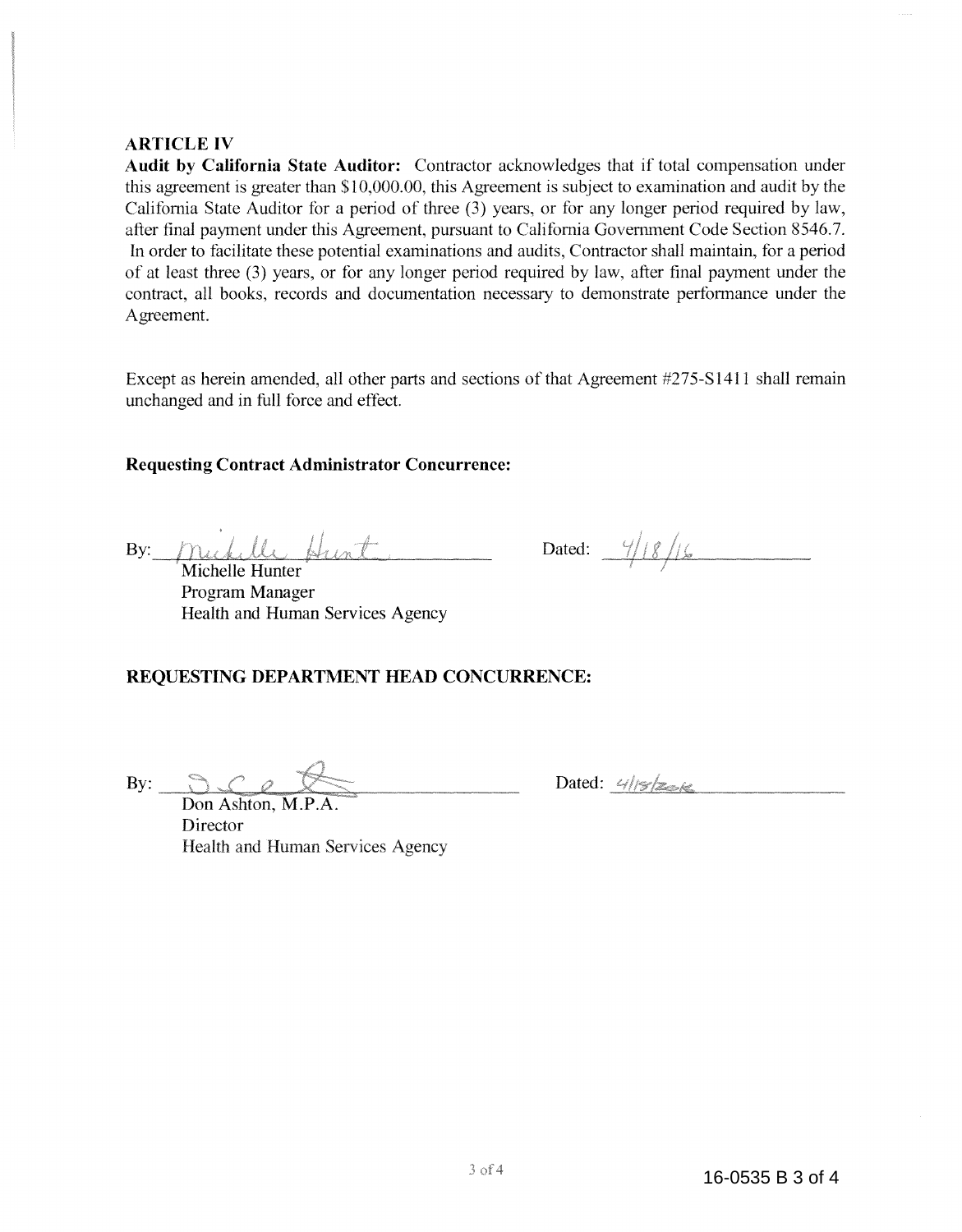**ARTICLE IV**

**Audit by California State Auditor:** Contractor acknowledges that if total compensation under this agreement is greater than $10,000.00, this Agreement is subject to examination and audit by the California State Auditor for a period of three (3) years, or for any longer period required by law, after final payment under this Agreement, pursuant to California Government Code Section 8546.7. In order to facilitate these potential examinations and audits, Contractor shall maintain, for a period of at least three (3) years, or for any longer period required by law, after final payment under the contract, all books, records and documentation necessary to demonstrate performance under the Agreement.

Except as herein amended, all other parts and sections of that Agreement #275-S1411 shall remain unchanged and in full force and effect.

**Requesting Contract Administrator Concurrence:**

By: *Michelle Hunt* &nbsp;&nbsp;&nbsp;&nbsp; Dated: 4/18/16

Michelle Hunter
Program Manager
Health and Human Services Agency

**REQUESTING DEPARTMENT HEAD CONCURRENCE:**

By: *[signature]* &nbsp;&nbsp;&nbsp;&nbsp; Dated: 4/18/2016

Don Ashton, M.P.A.
Director
Health and Human Services Agency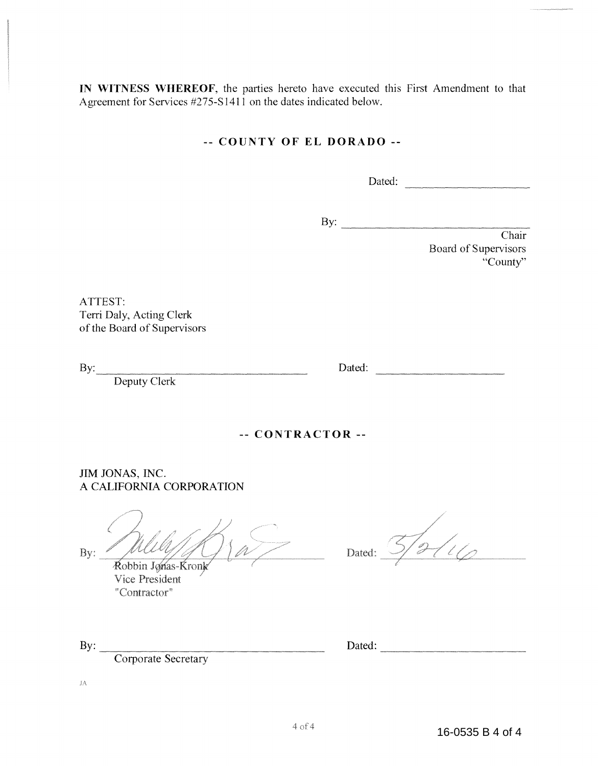**IN WITNESS WHEREOF**, the parties hereto have executed this First Amendment to that Agreement for Services #275-S1411 on the dates indicated below.

## -- COUNTY OF EL DORADO --

Dated: ____________________

By: ______________________________
Chair
Board of Supervisors
"County"

ATTEST:
Terri Daly, Acting Clerk
of the Board of Supervisors

By: ______________________________ Dated: ____________________
Deputy Clerk

## -- CONTRACTOR --

JIM JONAS, INC.
A CALIFORNIA CORPORATION

By: ______________________________ Dated: 5/2/16
Robbin Jonas-Kronk
Vice President
"Contractor"

By: ______________________________ Dated: ____________________
Corporate Secretary

JA

16-0535 B 4 of 4